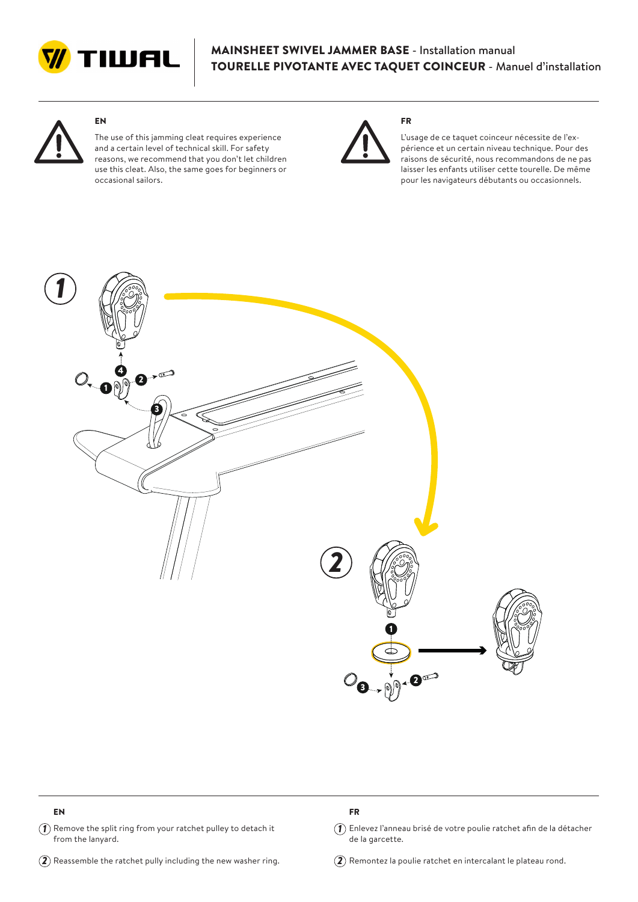# MAINSHEET SWIVEL JAMMER BASE - Installation manual

# TOURELLE PIVOTANTE AVEC TAQUET COINCEUR - Manuel d'installation

**EN**

The use of this jamming cleat requires experience and a certain level of technical skill. For safety reasons, we recommend that you don't let children use this cleat. Also, the same goes for beginners or occasional sailors.

**FR**

L'usage de ce taquet coinceur nécessite de l'expérience et un certain niveau technique. Pour des raisons de sécurité, nous recommandons de ne pas laisser les enfants utiliser cette tourelle. De même pour les navigateurs débutants ou occasionnels.

**EN**

1. Remove the split ring from your ratchet pulley to detach it from the lanyard.
2. Reassemble the ratchet pully including the new washer ring.

**FR**

1. Enlevez l'anneau brisé de votre poulie ratchet afin de la détacher de la garcette.
2. Remontez la poulie ratchet en intercalant le plateau rond.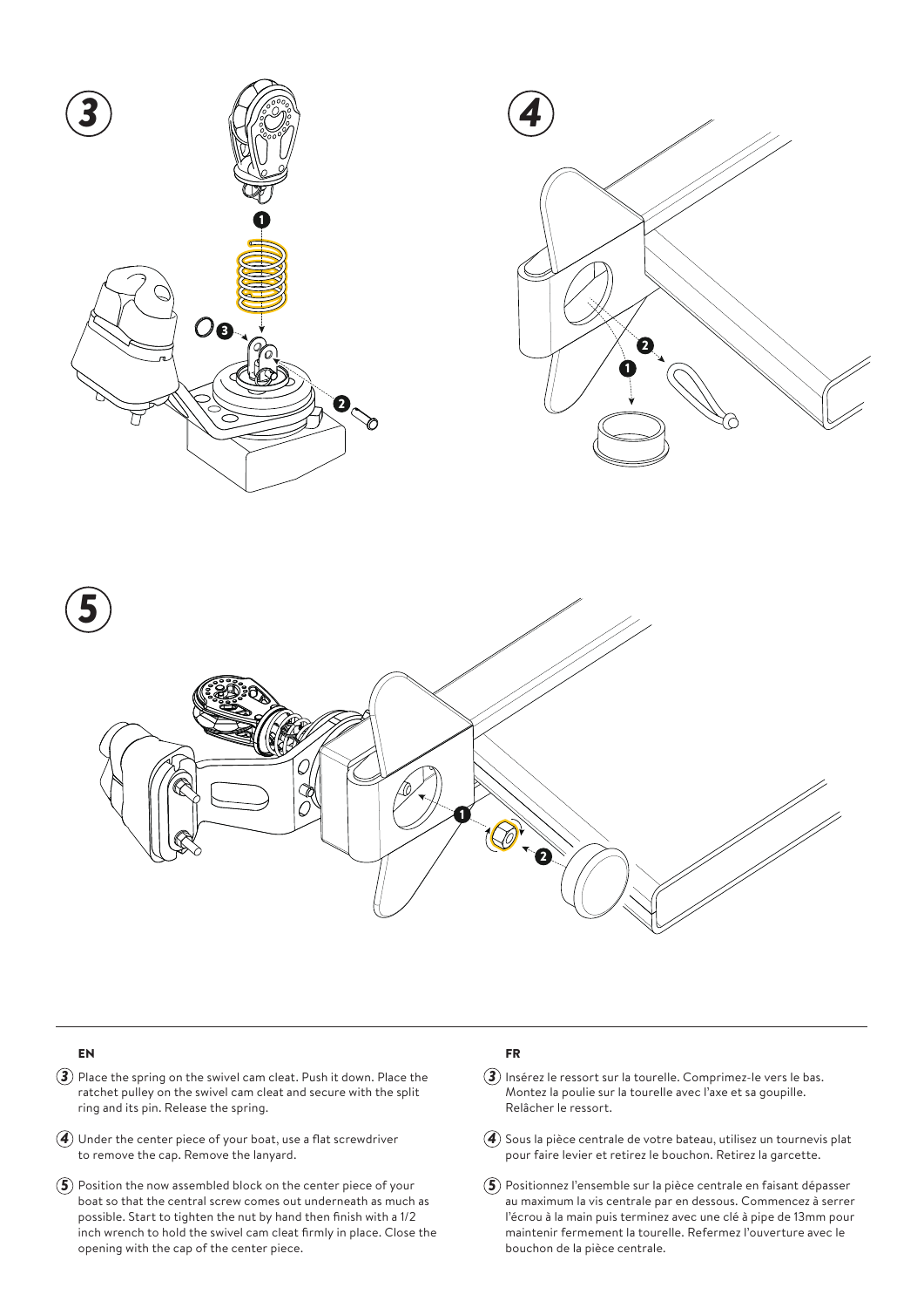## EN

3. Place the spring on the swivel cam cleat. Push it down. Place the ratchet pulley on the swivel cam cleat and secure with the split ring and its pin. Release the spring.

4. Under the center piece of your boat, use a flat screwdriver to remove the cap. Remove the lanyard.

5. Position the now assembled block on the center piece of your boat so that the central screw comes out underneath as much as possible. Start to tighten the nut by hand then finish with a 1/2 inch wrench to hold the swivel cam cleat firmly in place. Close the opening with the cap of the center piece.

## FR

3. Insérez le ressort sur la tourelle. Comprimez-le vers le bas. Montez la poulie sur la tourelle avec l'axe et sa goupille. Relâcher le ressort.

4. Sous la pièce centrale de votre bateau, utilisez un tournevis plat pour faire levier et retirez le bouchon. Retirez la garcette.

5. Positionnez l'ensemble sur la pièce centrale en faisant dépasser au maximum la vis centrale par en dessous. Commencez à serrer l'écrou à la main puis terminez avec une clé à pipe de 13mm pour maintenir fermement la tourelle. Refermez l'ouverture avec le bouchon de la pièce centrale.